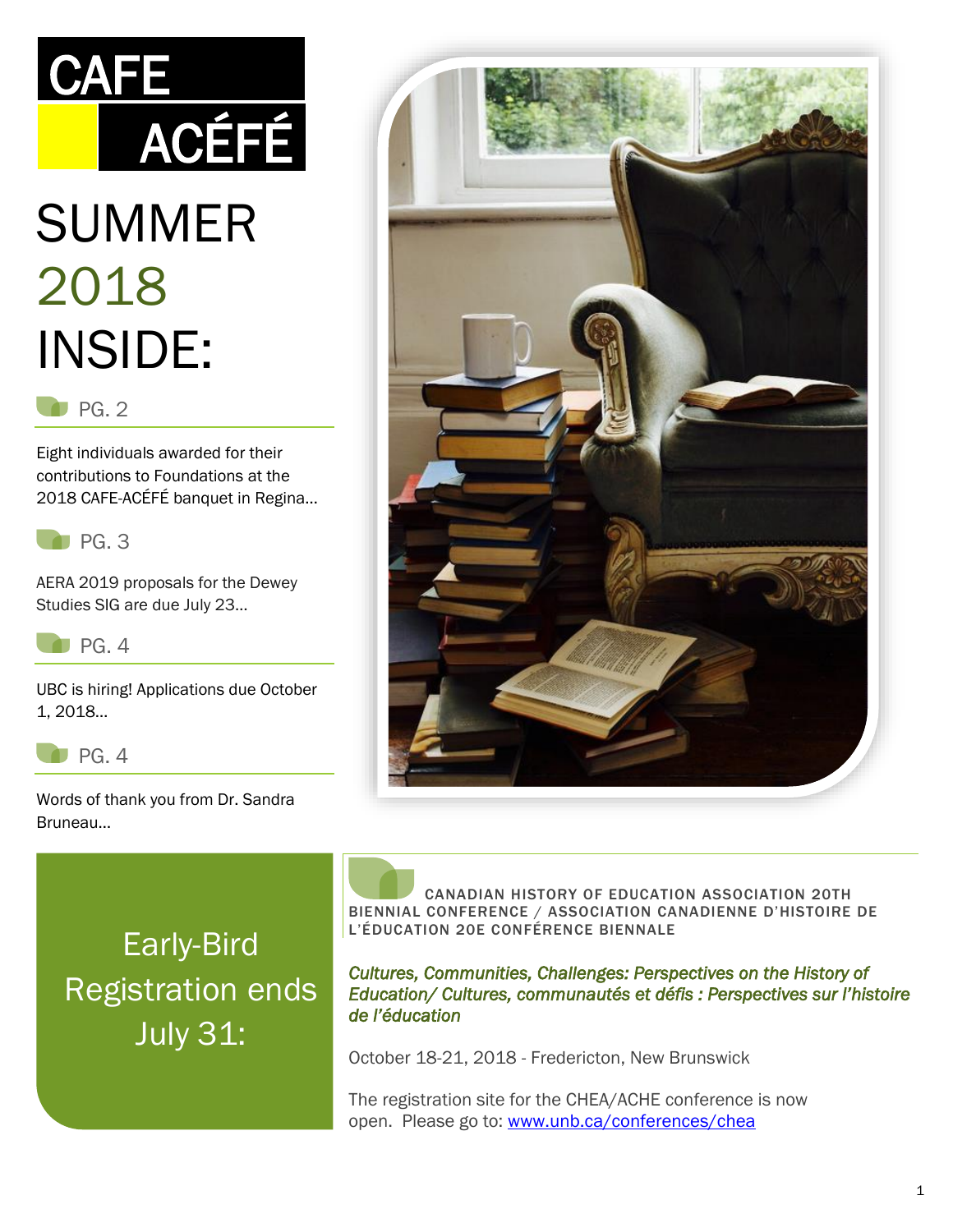# CAFE ACÉFÉ

# SUMMER 2018 INSIDE:

### PG. 2

Eight individuals awarded for their contributions to Foundations at the 2018 CAFE-ACÉFÉ banquet in Regina…

### PG. 3

AERA 2019 proposals for the Dewey Studies SIG are due July 23…

### PG. 4

UBC is hiring! Applications due October 1, 2018…

### PG. 4

Words of thank you from Dr. Sandra Bruneau…

## CANADIAN HISTORY OF EDUCATION ASSOCIATION 20TH BIENNIAL CONFERENCE / ASSOCIATION CANADIENNE D'HISTOIRE DE L'ÉDUCATION 20E CONFÉRENCE BIENNALE

***Cultures, Communities, Challenges: Perspectives on the History of Education/ Cultures, communautés et défis : Perspectives sur l'histoire de l'éducation***

October 18-21, 2018 - Fredericton, New Brunswick

The registration site for the CHEA/ACHE conference is now open. Please go to: [www.unb.ca/conferences/chea](http://www.unb.ca/conferences/chea)

**Early-Bird Registration ends July 31:**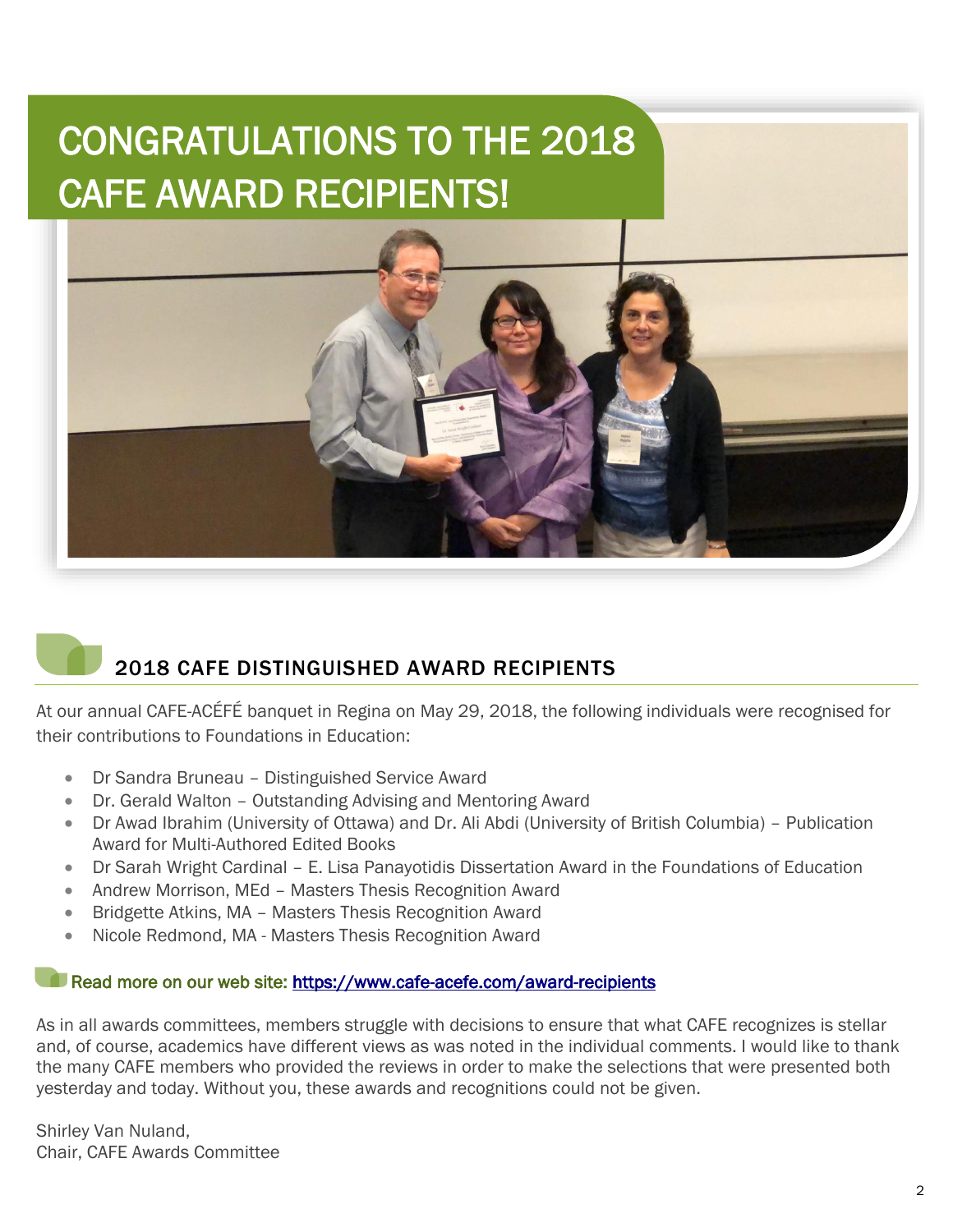# CONGRATULATIONS TO THE 2018 CAFE AWARD RECIPIENTS!

## 2018 CAFE DISTINGUISHED AWARD RECIPIENTS

At our annual CAFE-ACÉFÉ banquet in Regina on May 29, 2018, the following individuals were recognised for their contributions to Foundations in Education:

- Dr Sandra Bruneau – Distinguished Service Award
- Dr. Gerald Walton – Outstanding Advising and Mentoring Award
- Dr Awad Ibrahim (University of Ottawa) and Dr. Ali Abdi (University of British Columbia) – Publication Award for Multi-Authored Edited Books
- Dr Sarah Wright Cardinal – E. Lisa Panayotidis Dissertation Award in the Foundations of Education
- Andrew Morrison, MEd – Masters Thesis Recognition Award
- Bridgette Atkins, MA – Masters Thesis Recognition Award
- Nicole Redmond, MA - Masters Thesis Recognition Award

Read more on our web site: https://www.cafe-acefe.com/award-recipients

As in all awards committees, members struggle with decisions to ensure that what CAFE recognizes is stellar and, of course, academics have different views as was noted in the individual comments. I would like to thank the many CAFE members who provided the reviews in order to make the selections that were presented both yesterday and today. Without you, these awards and recognitions could not be given.

Shirley Van Nuland,
Chair, CAFE Awards Committee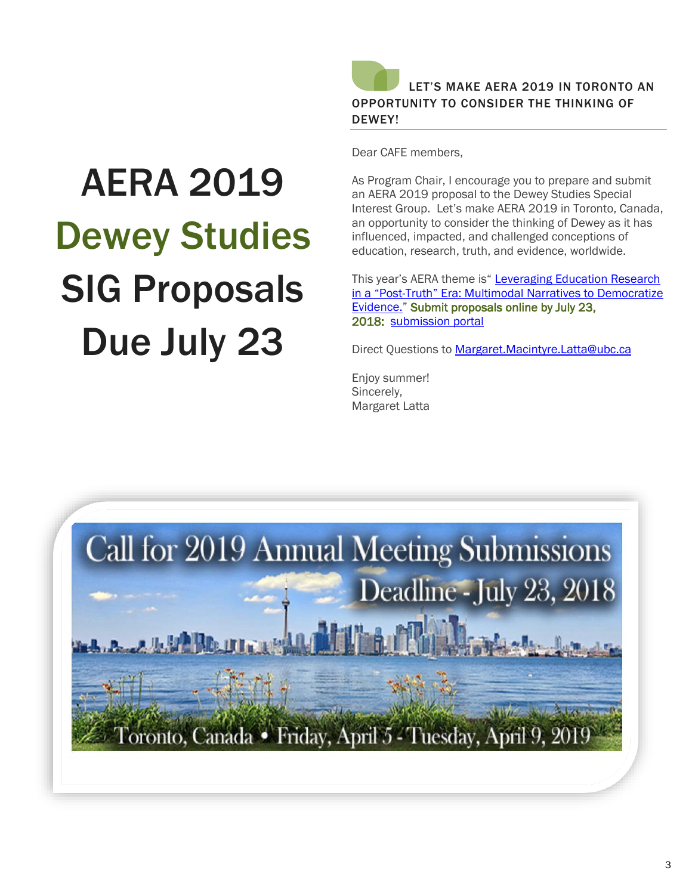# AERA 2019 Dewey Studies SIG Proposals Due July 23

## LET'S MAKE AERA 2019 IN TORONTO AN OPPORTUNITY TO CONSIDER THE THINKING OF DEWEY!

Dear CAFE members,

As Program Chair, I encourage you to prepare and submit an AERA 2019 proposal to the Dewey Studies Special Interest Group. Let's make AERA 2019 in Toronto, Canada, an opportunity to consider the thinking of Dewey as it has influenced, impacted, and challenged conceptions of education, research, truth, and evidence, worldwide.

This year's AERA theme is "Leveraging Education Research in a "Post-Truth" Era: Multimodal Narratives to Democratize Evidence." **Submit proposals online by July 23, 2018:** submission portal

Direct Questions to Margaret.Macintyre.Latta@ubc.ca

Enjoy summer!
Sincerely,
Margaret Latta

Call for 2019 Annual Meeting Submissions
Deadline - July 23, 2018
Toronto, Canada • Friday, April 5 - Tuesday, April 9, 2019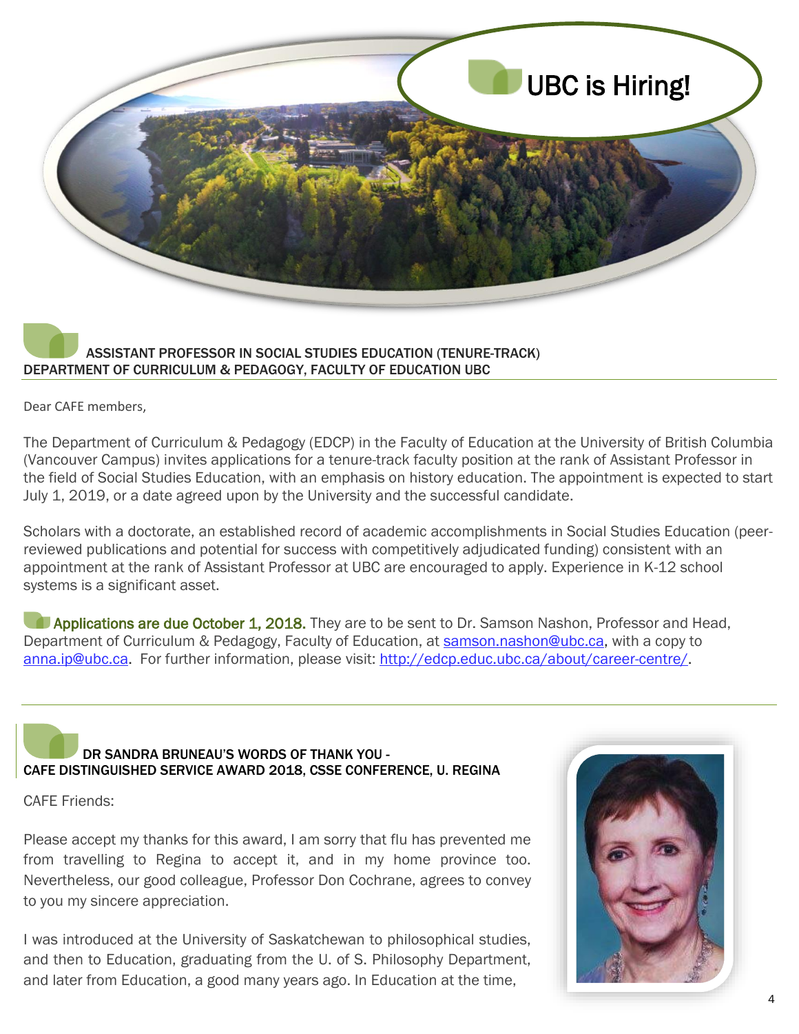# UBC is Hiring!

## ASSISTANT PROFESSOR IN SOCIAL STUDIES EDUCATION (TENURE-TRACK) DEPARTMENT OF CURRICULUM & PEDAGOGY, FACULTY OF EDUCATION UBC

Dear CAFE members,

The Department of Curriculum & Pedagogy (EDCP) in the Faculty of Education at the University of British Columbia (Vancouver Campus) invites applications for a tenure-track faculty position at the rank of Assistant Professor in the field of Social Studies Education, with an emphasis on history education. The appointment is expected to start July 1, 2019, or a date agreed upon by the University and the successful candidate.

Scholars with a doctorate, an established record of academic accomplishments in Social Studies Education (peer-reviewed publications and potential for success with competitively adjudicated funding) consistent with an appointment at the rank of Assistant Professor at UBC are encouraged to apply. Experience in K-12 school systems is a significant asset.

**Applications are due October 1, 2018.** They are to be sent to Dr. Samson Nashon, Professor and Head, Department of Curriculum & Pedagogy, Faculty of Education, at samson.nashon@ubc.ca, with a copy to anna.ip@ubc.ca. For further information, please visit: http://edcp.educ.ubc.ca/about/career-centre/.

## DR SANDRA BRUNEAU'S WORDS OF THANK YOU - CAFE DISTINGUISHED SERVICE AWARD 2018, CSSE CONFERENCE, U. REGINA

CAFE Friends:

Please accept my thanks for this award, I am sorry that flu has prevented me from travelling to Regina to accept it, and in my home province too. Nevertheless, our good colleague, Professor Don Cochrane, agrees to convey to you my sincere appreciation.

I was introduced at the University of Saskatchewan to philosophical studies, and then to Education, graduating from the U. of S. Philosophy Department, and later from Education, a good many years ago. In Education at the time,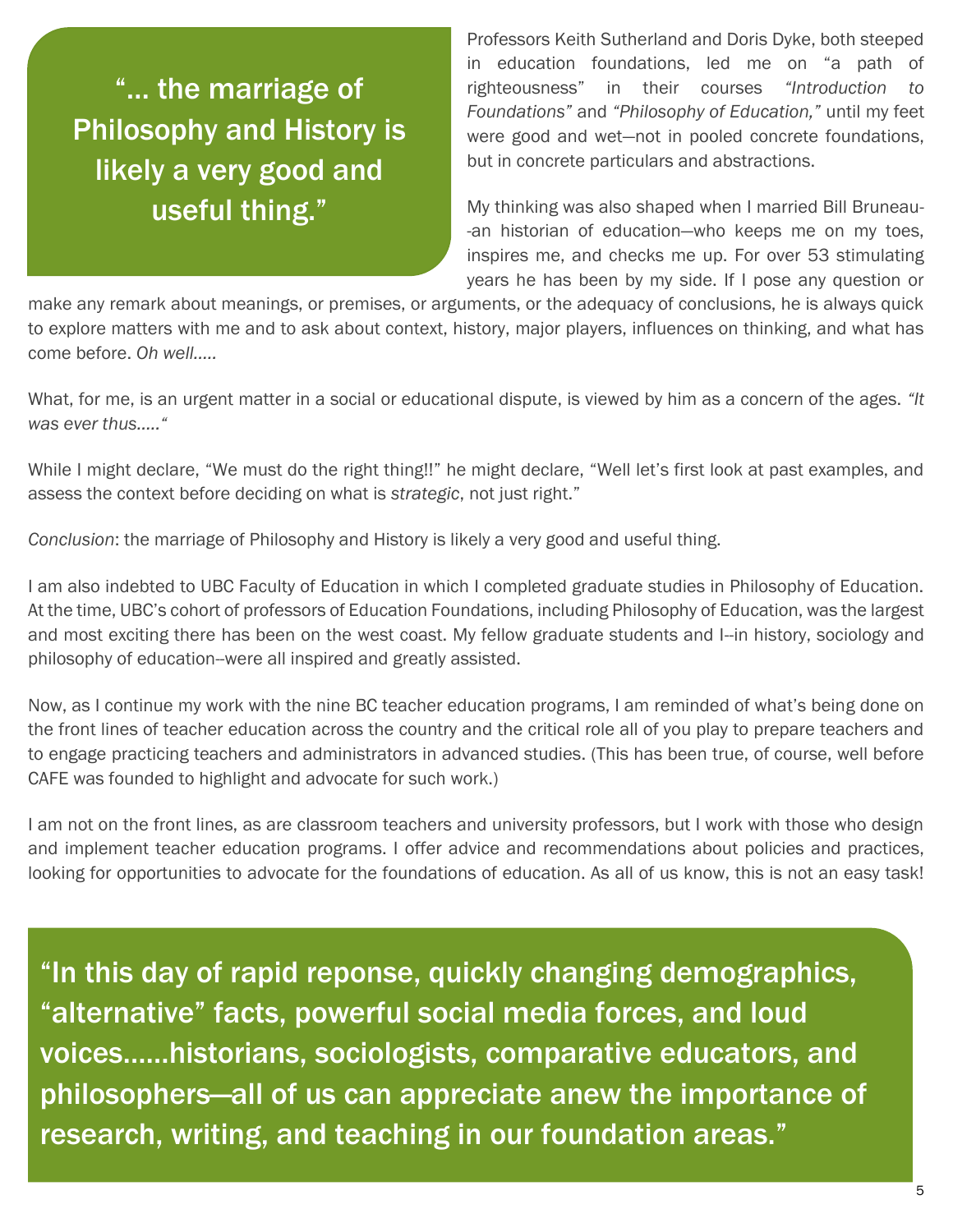> “… the marriage of Philosophy and History is likely a very good and useful thing.”

Professors Keith Sutherland and Doris Dyke, both steeped in education foundations, led me on “a path of righteousness” in their courses *“Introduction to Foundations”* and *“Philosophy of Education,”* until my feet were good and wet—not in pooled concrete foundations, but in concrete particulars and abstractions.

My thinking was also shaped when I married Bill Bruneau--an historian of education—who keeps me on my toes, inspires me, and checks me up. For over 53 stimulating years he has been by my side. If I pose any question or make any remark about meanings, or premises, or arguments, or the adequacy of conclusions, he is always quick to explore matters with me and to ask about context, history, major players, influences on thinking, and what has come before. *Oh well…..*

What, for me, is an urgent matter in a social or educational dispute, is viewed by him as a concern of the ages. *“It was ever thus…..“*

While I might declare, “We must do the right thing!!” he might declare, “Well let’s first look at past examples, and assess the context before deciding on what is *strategic*, not just right.”

*Conclusion*: the marriage of Philosophy and History is likely a very good and useful thing.

I am also indebted to UBC Faculty of Education in which I completed graduate studies in Philosophy of Education. At the time, UBC’s cohort of professors of Education Foundations, including Philosophy of Education, was the largest and most exciting there has been on the west coast. My fellow graduate students and I--in history, sociology and philosophy of education--were all inspired and greatly assisted.

Now, as I continue my work with the nine BC teacher education programs, I am reminded of what’s being done on the front lines of teacher education across the country and the critical role all of you play to prepare teachers and to engage practicing teachers and administrators in advanced studies. (This has been true, of course, well before CAFE was founded to highlight and advocate for such work.)

I am not on the front lines, as are classroom teachers and university professors, but I work with those who design and implement teacher education programs. I offer advice and recommendations about policies and practices, looking for opportunities to advocate for the foundations of education. As all of us know, this is not an easy task!

> “In this day of rapid reponse, quickly changing demographics, “alternative” facts, powerful social media forces, and loud voices……historians, sociologists, comparative educators, and philosophers—all of us can appreciate anew the importance of research, writing, and teaching in our foundation areas.”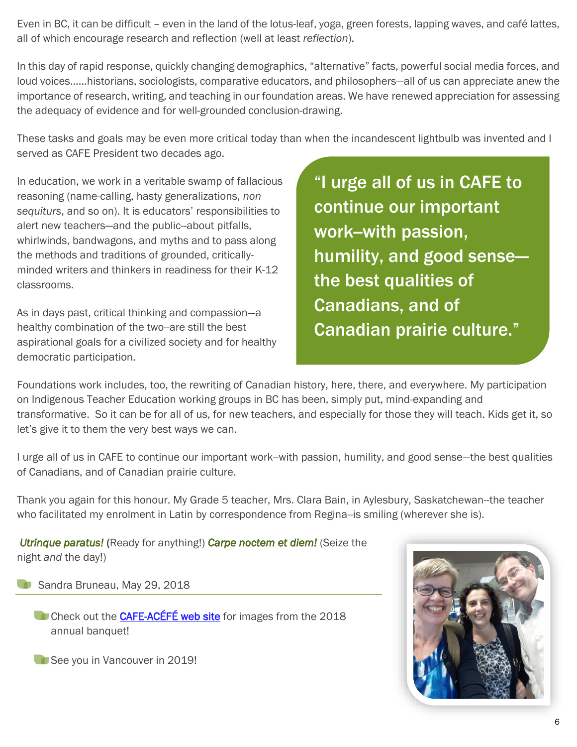Even in BC, it can be difficult – even in the land of the lotus-leaf, yoga, green forests, lapping waves, and café lattes, all of which encourage research and reflection (well at least *reflection*).

In this day of rapid response, quickly changing demographics, "alternative" facts, powerful social media forces, and loud voices......historians, sociologists, comparative educators, and philosophers—all of us can appreciate anew the importance of research, writing, and teaching in our foundation areas. We have renewed appreciation for assessing the adequacy of evidence and for well-grounded conclusion-drawing.

These tasks and goals may be even more critical today than when the incandescent lightbulb was invented and I served as CAFE President two decades ago.

In education, we work in a veritable swamp of fallacious reasoning (name-calling, hasty generalizations, *non sequiturs*, and so on). It is educators' responsibilities to alert new teachers—and the public--about pitfalls, whirlwinds, bandwagons, and myths and to pass along the methods and traditions of grounded, critically-minded writers and thinkers in readiness for their K-12 classrooms.

As in days past, critical thinking and compassion—a healthy combination of the two--are still the best aspirational goals for a civilized society and for healthy democratic participation.

> "I urge all of us in CAFE to continue our important work–with passion, humility, and good sense—the best qualities of Canadians, and of Canadian prairie culture."

Foundations work includes, too, the rewriting of Canadian history, here, there, and everywhere. My participation on Indigenous Teacher Education working groups in BC has been, simply put, mind-expanding and transformative. So it can be for all of us, for new teachers, and especially for those they will teach. Kids get it, so let's give it to them the very best ways we can.

I urge all of us in CAFE to continue our important work--with passion, humility, and good sense—the best qualities of Canadians, and of Canadian prairie culture.

Thank you again for this honour. My Grade 5 teacher, Mrs. Clara Bain, in Aylesbury, Saskatchewan--the teacher who facilitated my enrolment in Latin by correspondence from Regina--is smiling (wherever she is).

***Utrinque paratus!*** (Ready for anything!) ***Carpe noctem et diem!*** (Seize the night *and* the day!)

Sandra Bruneau, May 29, 2018

---

- Check out the [CAFE-ACÉFÉ web site] for images from the 2018 annual banquet!
- See you in Vancouver in 2019!